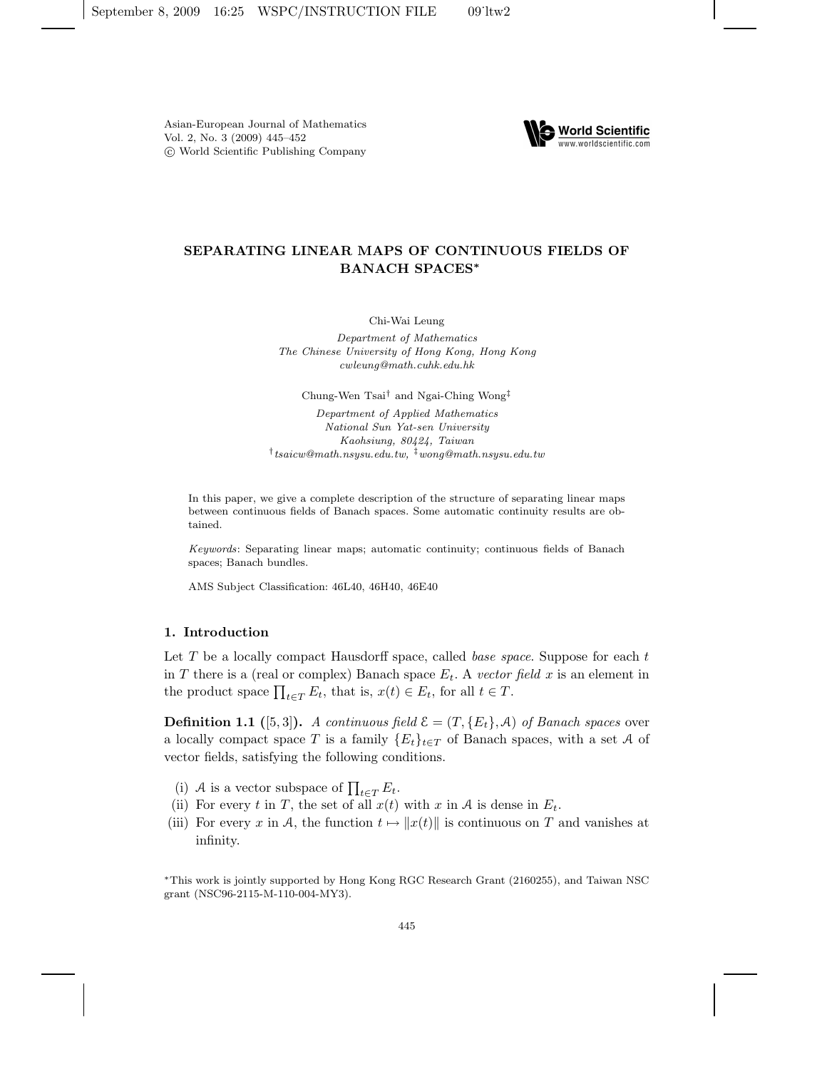# SEPARATING LINEAR MAPS OF CONTINUOUS FIELDS OF BANACH SPACES*

Chi-Wai Leung

*Department of Mathematics*
*The Chinese University of Hong Kong, Hong Kong*
*cwleung@math.cuhk.edu.hk*

Chung-Wen Tsai[†] and Ngai-Ching Wong[‡]

*Department of Applied Mathematics*
*National Sun Yat-sen University*
*Kaohsiung, 80424, Taiwan*
[†]*tsaicw@math.nsysu.edu.tw*, [‡]*wong@math.nsysu.edu.tw*

In this paper, we give a complete description of the structure of separating linear maps between continuous fields of Banach spaces. Some automatic continuity results are obtained.

*Keywords*: Separating linear maps; automatic continuity; continuous fields of Banach spaces; Banach bundles.

AMS Subject Classification: 46L40, 46H40, 46E40

## 1. Introduction

Let $T$ be a locally compact Hausdorff space, called *base space*. Suppose for each $t$ in $T$ there is a (real or complex) Banach space $E_t$. A *vector field* $x$ is an element in the product space $\prod_{t\in T} E_t$, that is, $x(t) \in E_t$, for all $t \in T$.

**Definition 1.1** ([5, 3])**.** *A continuous field* $\mathcal{E} = (T, \{E_t\}, \mathcal{A})$ *of Banach spaces over a locally compact space* $T$ *is a family* $\{E_t\}_{t\in T}$ *of Banach spaces, with a set* $\mathcal{A}$ *of vector fields, satisfying the following conditions.*

(i) $\mathcal{A}$ is a vector subspace of $\prod_{t\in T} E_t$.
(ii) For every $t$ in $T$, the set of all $x(t)$ with $x$ in $\mathcal{A}$ is dense in $E_t$.
(iii) For every $x$ in $\mathcal{A}$, the function $t \mapsto \|x(t)\|$ is continuous on $T$ and vanishes at infinity.

*This work is jointly supported by Hong Kong RGC Research Grant (2160255), and Taiwan NSC grant (NSC96-2115-M-110-004-MY3).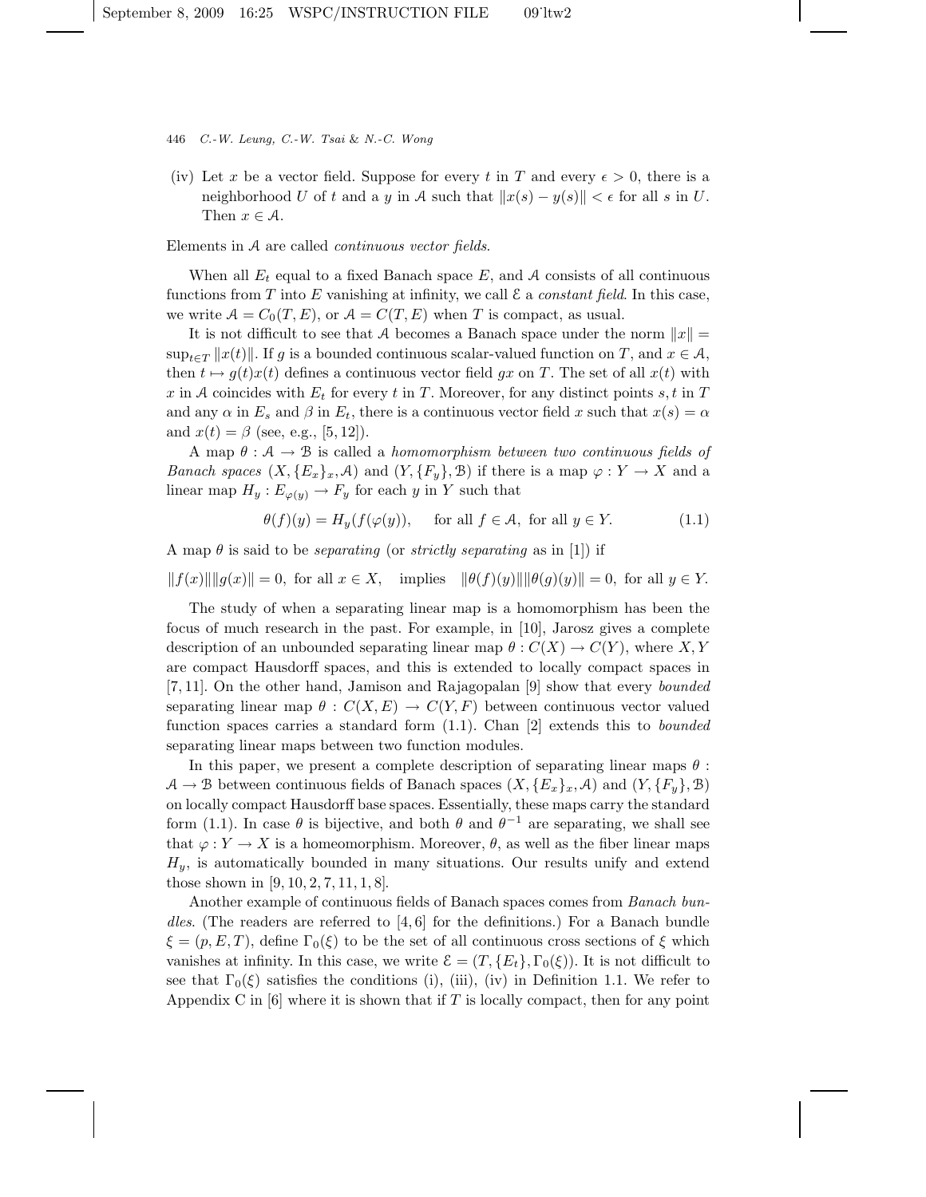(iv) Let $x$ be a vector field. Suppose for every $t$ in $T$ and every $\epsilon > 0$, there is a neighborhood $U$ of $t$ and a $y$ in $\mathcal{A}$ such that $\|x(s) - y(s)\| < \epsilon$ for all $s$ in $U$. Then $x \in \mathcal{A}$.

Elements in $\mathcal{A}$ are called *continuous vector fields*.

When all $E_t$ equal to a fixed Banach space $E$, and $\mathcal{A}$ consists of all continuous functions from $T$ into $E$ vanishing at infinity, we call $\mathcal{E}$ a *constant field*. In this case, we write $\mathcal{A} = C_0(T, E)$, or $\mathcal{A} = C(T, E)$ when $T$ is compact, as usual.

It is not difficult to see that $\mathcal{A}$ becomes a Banach space under the norm $\|x\| = \sup_{t \in T} \|x(t)\|$. If $g$ is a bounded continuous scalar-valued function on $T$, and $x \in \mathcal{A}$, then $t \mapsto g(t)x(t)$ defines a continuous vector field $gx$ on $T$. The set of all $x(t)$ with $x$ in $\mathcal{A}$ coincides with $E_t$ for every $t$ in $T$. Moreover, for any distinct points $s, t$ in $T$ and any $\alpha$ in $E_s$ and $\beta$ in $E_t$, there is a continuous vector field $x$ such that $x(s) = \alpha$ and $x(t) = \beta$ (see, e.g., [5, 12]).

A map $\theta : \mathcal{A} \to \mathcal{B}$ is called a *homomorphism between two continuous fields of Banach spaces* $(X, \{E_x\}_x, \mathcal{A})$ and $(Y, \{F_y\}, \mathcal{B})$ if there is a map $\varphi : Y \to X$ and a linear map $H_y : E_{\varphi(y)} \to F_y$ for each $y$ in $Y$ such that

$$\theta(f)(y) = H_y(f(\varphi(y)), \quad \text{for all } f \in \mathcal{A}, \text{ for all } y \in Y. \tag{1.1}$$

A map $\theta$ is said to be *separating* (or *strictly separating* as in [1]) if

$$\|f(x)\|\|g(x)\| = 0, \text{ for all } x \in X, \quad \text{implies} \quad \|\theta(f)(y)\|\|\theta(g)(y)\| = 0, \text{ for all } y \in Y.$$

The study of when a separating linear map is a homomorphism has been the focus of much research in the past. For example, in [10], Jarosz gives a complete description of an unbounded separating linear map $\theta : C(X) \to C(Y)$, where $X, Y$ are compact Hausdorff spaces, and this is extended to locally compact spaces in [7, 11]. On the other hand, Jamison and Rajagopalan [9] show that every *bounded* separating linear map $\theta : C(X, E) \to C(Y, F)$ between continuous vector valued function spaces carries a standard form (1.1). Chan [2] extends this to *bounded* separating linear maps between two function modules.

In this paper, we present a complete description of separating linear maps $\theta : \mathcal{A} \to \mathcal{B}$ between continuous fields of Banach spaces $(X, \{E_x\}_x, \mathcal{A})$ and $(Y, \{F_y\}, \mathcal{B})$ on locally compact Hausdorff base spaces. Essentially, these maps carry the standard form (1.1). In case $\theta$ is bijective, and both $\theta$ and $\theta^{-1}$ are separating, we shall see that $\varphi : Y \to X$ is a homeomorphism. Moreover, $\theta$, as well as the fiber linear maps $H_y$, is automatically bounded in many situations. Our results unify and extend those shown in [9, 10, 2, 7, 11, 1, 8].

Another example of continuous fields of Banach spaces comes from *Banach bundles*. (The readers are referred to [4, 6] for the definitions.) For a Banach bundle $\xi = (p, E, T)$, define $\Gamma_0(\xi)$ to be the set of all continuous cross sections of $\xi$ which vanishes at infinity. In this case, we write $\mathcal{E} = (T, \{E_t\}, \Gamma_0(\xi))$. It is not difficult to see that $\Gamma_0(\xi)$ satisfies the conditions (i), (iii), (iv) in Definition 1.1. We refer to Appendix C in [6] where it is shown that if $T$ is locally compact, then for any point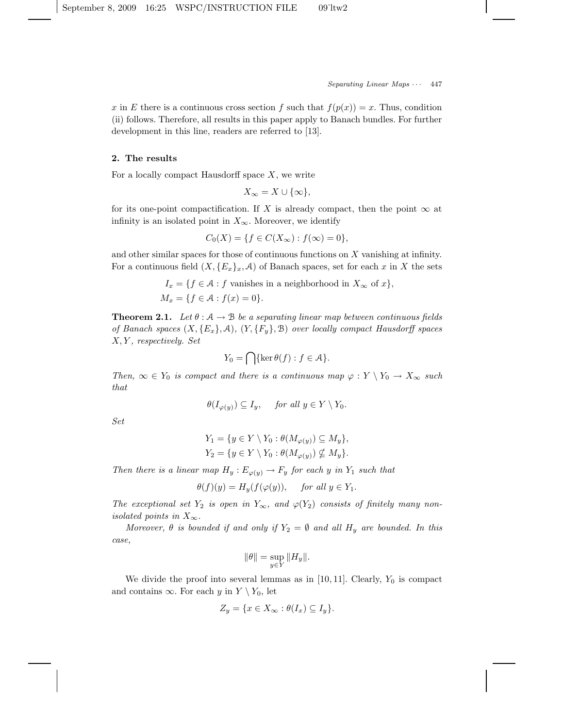$x$ in $E$ there is a continuous cross section $f$ such that $f(p(x)) = x$. Thus, condition (ii) follows. Therefore, all results in this paper apply to Banach bundles. For further development in this line, readers are referred to [13].

## 2. The results

For a locally compact Hausdorff space $X$, we write

$$X_\infty = X \cup \{\infty\},$$

for its one-point compactification. If $X$ is already compact, then the point $\infty$ at infinity is an isolated point in $X_\infty$. Moreover, we identify

$$C_0(X) = \{f \in C(X_\infty) : f(\infty) = 0\},$$

and other similar spaces for those of continuous functions on $X$ vanishing at infinity. For a continuous field $(X, \{E_x\}_x, \mathcal{A})$ of Banach spaces, set for each $x$ in $X$ the sets

$$I_x = \{f \in \mathcal{A} : f \text{ vanishes in a neighborhood in } X_\infty \text{ of } x\},$$
$$M_x = \{f \in \mathcal{A} : f(x) = 0\}.$$

**Theorem 2.1.** *Let $\theta : \mathcal{A} \to \mathcal{B}$ be a separating linear map between continuous fields of Banach spaces $(X, \{E_x\}, \mathcal{A})$, $(Y, \{F_y\}, \mathcal{B})$ over locally compact Hausdorff spaces $X, Y$, respectively. Set*

$$Y_0 = \bigcap\{\ker \theta(f) : f \in \mathcal{A}\}.$$

*Then, $\infty \in Y_0$ is compact and there is a continuous map $\varphi : Y \setminus Y_0 \to X_\infty$ such that*

$$\theta(I_{\varphi(y)}) \subseteq I_y, \quad \text{ for all } y \in Y \setminus Y_0.$$

*Set*

$$Y_1 = \{y \in Y \setminus Y_0 : \theta(M_{\varphi(y)}) \subseteq M_y\},$$
$$Y_2 = \{y \in Y \setminus Y_0 : \theta(M_{\varphi(y)}) \nsubseteq M_y\}.$$

*Then there is a linear map $H_y : E_{\varphi(y)} \to F_y$ for each $y$ in $Y_1$ such that*

$$\theta(f)(y) = H_y(f(\varphi(y)), \quad \text{ for all } y \in Y_1.$$

*The exceptional set $Y_2$ is open in $Y_\infty$, and $\varphi(Y_2)$ consists of finitely many non-isolated points in $X_\infty$.*

*Moreover, $\theta$ is bounded if and only if $Y_2 = \emptyset$ and all $H_y$ are bounded. In this case,*

$$\|\theta\| = \sup_{y \in Y} \|H_y\|.$$

We divide the proof into several lemmas as in [10, 11]. Clearly, $Y_0$ is compact and contains $\infty$. For each $y$ in $Y \setminus Y_0$, let

$$Z_y = \{x \in X_\infty : \theta(I_x) \subseteq I_y\}.$$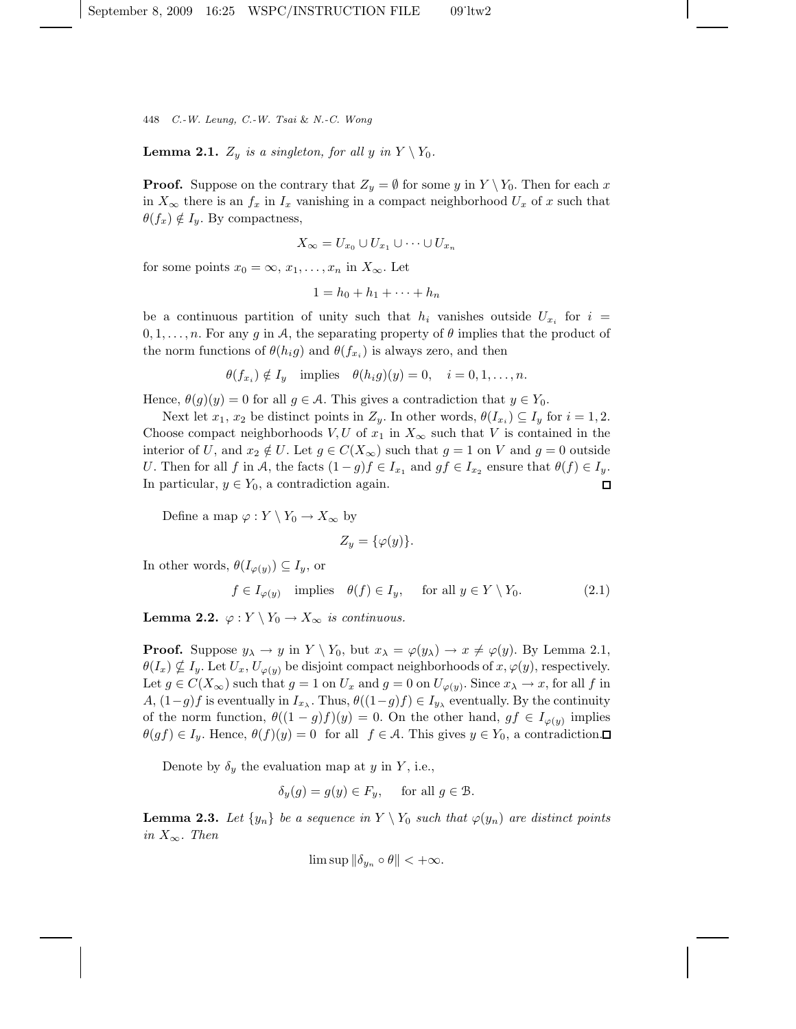**Lemma 2.1.** *$Z_y$ is a singleton, for all $y$ in $Y \setminus Y_0$.*

**Proof.** Suppose on the contrary that $Z_y = \emptyset$ for some $y$ in $Y \setminus Y_0$. Then for each $x$ in $X_\infty$ there is an $f_x$ in $I_x$ vanishing in a compact neighborhood $U_x$ of $x$ such that $\theta(f_x) \notin I_y$. By compactness,

$$X_\infty = U_{x_0} \cup U_{x_1} \cup \cdots \cup U_{x_n}$$

for some points $x_0 = \infty, x_1, \ldots, x_n$ in $X_\infty$. Let

$$1 = h_0 + h_1 + \cdots + h_n$$

be a continuous partition of unity such that $h_i$ vanishes outside $U_{x_i}$ for $i = 0, 1, \ldots, n$. For any $g$ in $\mathcal{A}$, the separating property of $\theta$ implies that the product of the norm functions of $\theta(h_i g)$ and $\theta(f_{x_i})$ is always zero, and then

$$\theta(f_{x_i}) \notin I_y \quad \text{implies} \quad \theta(h_i g)(y) = 0, \quad i = 0, 1, \ldots, n.$$

Hence, $\theta(g)(y) = 0$ for all $g \in \mathcal{A}$. This gives a contradiction that $y \in Y_0$.

Next let $x_1$, $x_2$ be distinct points in $Z_y$. In other words, $\theta(I_{x_i}) \subseteq I_y$ for $i = 1, 2$. Choose compact neighborhoods $V, U$ of $x_1$ in $X_\infty$ such that $V$ is contained in the interior of $U$, and $x_2 \notin U$. Let $g \in C(X_\infty)$ such that $g = 1$ on $V$ and $g = 0$ outside $U$. Then for all $f$ in $\mathcal{A}$, the facts $(1-g)f \in I_{x_1}$ and $gf \in I_{x_2}$ ensure that $\theta(f) \in I_y$. In particular, $y \in Y_0$, a contradiction again. $\square$

Define a map $\varphi : Y \setminus Y_0 \to X_\infty$ by

$$Z_y = \{\varphi(y)\}.$$

In other words, $\theta(I_{\varphi(y)}) \subseteq I_y$, or

$$f \in I_{\varphi(y)} \quad \text{implies} \quad \theta(f) \in I_y, \qquad \text{for all } y \in Y \setminus Y_0. \tag{2.1}$$

**Lemma 2.2.** *$\varphi : Y \setminus Y_0 \to X_\infty$ is continuous.*

**Proof.** Suppose $y_\lambda \to y$ in $Y \setminus Y_0$, but $x_\lambda = \varphi(y_\lambda) \to x \neq \varphi(y)$. By Lemma 2.1, $\theta(I_x) \nsubseteq I_y$. Let $U_x, U_{\varphi(y)}$ be disjoint compact neighborhoods of $x, \varphi(y)$, respectively. Let $g \in C(X_\infty)$ such that $g = 1$ on $U_x$ and $g = 0$ on $U_{\varphi(y)}$. Since $x_\lambda \to x$, for all $f$ in $A$, $(1-g)f$ is eventually in $I_{x_\lambda}$. Thus, $\theta((1-g)f) \in I_{y_\lambda}$ eventually. By the continuity of the norm function, $\theta((1-g)f)(y) = 0$. On the other hand, $gf \in I_{\varphi(y)}$ implies $\theta(gf) \in I_y$. Hence, $\theta(f)(y) = 0$ for all $f \in \mathcal{A}$. This gives $y \in Y_0$, a contradiction. $\square$

Denote by $\delta_y$ the evaluation map at $y$ in $Y$, i.e.,

$$\delta_y(g) = g(y) \in F_y, \qquad \text{for all } g \in \mathcal{B}.$$

**Lemma 2.3.** *Let $\{y_n\}$ be a sequence in $Y \setminus Y_0$ such that $\varphi(y_n)$ are distinct points in $X_\infty$. Then*

$$\limsup \|\delta_{y_n} \circ \theta\| < +\infty.$$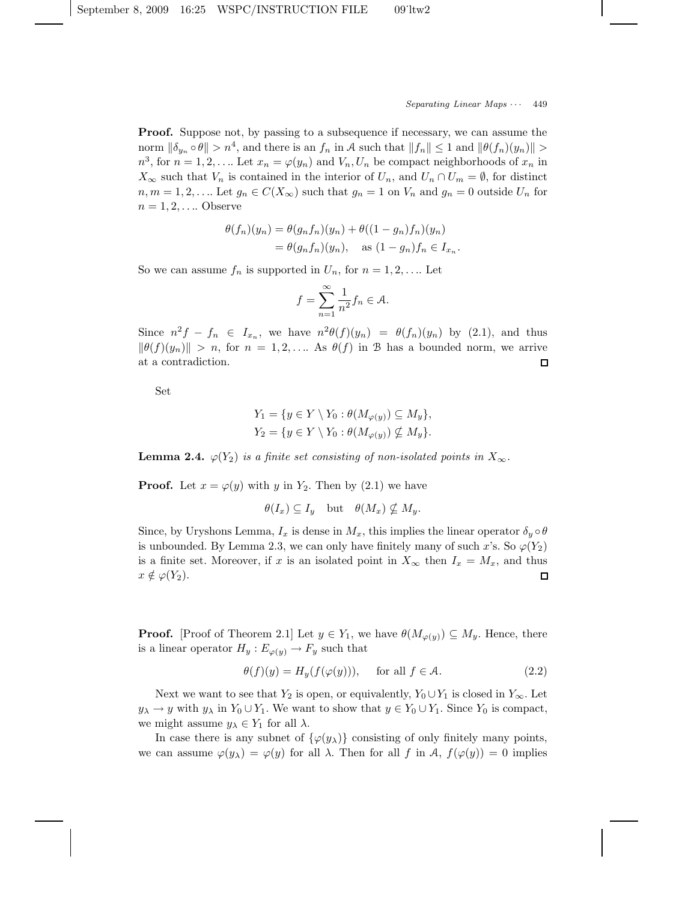**Proof.** Suppose not, by passing to a subsequence if necessary, we can assume the norm $\|\delta_{y_n} \circ \theta\| > n^4$, and there is an $f_n$ in $\mathcal{A}$ such that $\|f_n\| \leq 1$ and $\|\theta(f_n)(y_n)\| > n^3$, for $n = 1, 2, \ldots$. Let $x_n = \varphi(y_n)$ and $V_n, U_n$ be compact neighborhoods of $x_n$ in $X_\infty$ such that $V_n$ is contained in the interior of $U_n$, and $U_n \cap U_m = \emptyset$, for distinct $n, m = 1, 2, \ldots$. Let $g_n \in C(X_\infty)$ such that $g_n = 1$ on $V_n$ and $g_n = 0$ outside $U_n$ for $n = 1, 2, \ldots$. Observe

$$\begin{aligned}\theta(f_n)(y_n) &= \theta(g_n f_n)(y_n) + \theta((1 - g_n)f_n)(y_n) \\ &= \theta(g_n f_n)(y_n), \quad \text{as } (1 - g_n)f_n \in I_{x_n}.\end{aligned}$$

So we can assume $f_n$ is supported in $U_n$, for $n = 1, 2, \ldots$. Let

$$f = \sum_{n=1}^{\infty} \frac{1}{n^2} f_n \in \mathcal{A}.$$

Since $n^2 f - f_n \in I_{x_n}$, we have $n^2\theta(f)(y_n) = \theta(f_n)(y_n)$ by (2.1), and thus $\|\theta(f)(y_n)\| > n$, for $n = 1, 2, \ldots$. As $\theta(f)$ in $\mathcal{B}$ has a bounded norm, we arrive at a contradiction. $\square$

Set

$$\begin{aligned}Y_1 &= \{y \in Y \setminus Y_0 : \theta(M_{\varphi(y)}) \subseteq M_y\}, \\ Y_2 &= \{y \in Y \setminus Y_0 : \theta(M_{\varphi(y)}) \nsubseteq M_y\}.\end{aligned}$$

**Lemma 2.4.** *$\varphi(Y_2)$ is a finite set consisting of non-isolated points in $X_\infty$.*

**Proof.** Let $x = \varphi(y)$ with $y$ in $Y_2$. Then by (2.1) we have

$$\theta(I_x) \subseteq I_y \quad \text{but} \quad \theta(M_x) \nsubseteq M_y.$$

Since, by Uryshons Lemma, $I_x$ is dense in $M_x$, this implies the linear operator $\delta_y \circ \theta$ is unbounded. By Lemma 2.3, we can only have finitely many of such $x$'s. So $\varphi(Y_2)$ is a finite set. Moreover, if $x$ is an isolated point in $X_\infty$ then $I_x = M_x$, and thus $x \notin \varphi(Y_2)$. $\square$

**Proof.** [Proof of Theorem 2.1] Let $y \in Y_1$, we have $\theta(M_{\varphi(y)}) \subseteq M_y$. Hence, there is a linear operator $H_y : E_{\varphi(y)} \to F_y$ such that

$$\theta(f)(y) = H_y(f(\varphi(y))), \qquad \text{for all } f \in \mathcal{A}. \tag{2.2}$$

Next we want to see that $Y_2$ is open, or equivalently, $Y_0 \cup Y_1$ is closed in $Y_\infty$. Let $y_\lambda \to y$ with $y_\lambda$ in $Y_0 \cup Y_1$. We want to show that $y \in Y_0 \cup Y_1$. Since $Y_0$ is compact, we might assume $y_\lambda \in Y_1$ for all $\lambda$.

In case there is any subnet of $\{\varphi(y_\lambda)\}$ consisting of only finitely many points, we can assume $\varphi(y_\lambda) = \varphi(y)$ for all $\lambda$. Then for all $f$ in $\mathcal{A}$, $f(\varphi(y)) = 0$ implies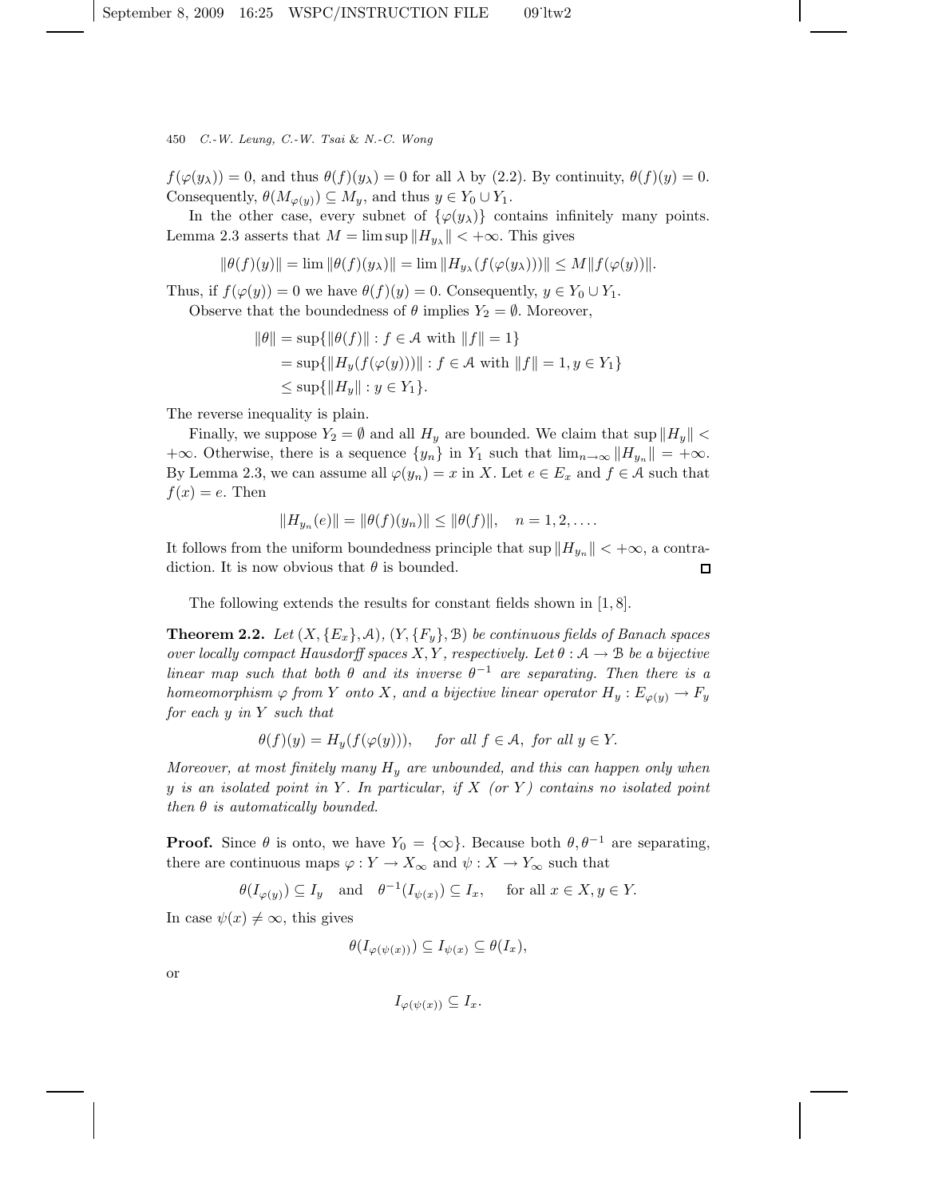$f(\varphi(y_\lambda)) = 0$, and thus $\theta(f)(y_\lambda) = 0$ for all $\lambda$ by (2.2). By continuity, $\theta(f)(y) = 0$. Consequently, $\theta(M_{\varphi(y)}) \subseteq M_y$, and thus $y \in Y_0 \cup Y_1$.

In the other case, every subnet of $\{\varphi(y_\lambda)\}$ contains infinitely many points. Lemma 2.3 asserts that $M = \limsup \|H_{y_\lambda}\| < +\infty$. This gives

$$\|\theta(f)(y)\| = \lim \|\theta(f)(y_\lambda)\| = \lim \|H_{y_\lambda}(f(\varphi(y_\lambda)))\| \leq M\|f(\varphi(y))\|.$$

Thus, if $f(\varphi(y)) = 0$ we have $\theta(f)(y) = 0$. Consequently, $y \in Y_0 \cup Y_1$.

Observe that the boundedness of $\theta$ implies $Y_2 = \emptyset$. Moreover,

$$\begin{aligned}
\|\theta\| &= \sup\{\|\theta(f)\| : f \in \mathcal{A} \text{ with } \|f\| = 1\} \\
&= \sup\{\|H_y(f(\varphi(y)))\| : f \in \mathcal{A} \text{ with } \|f\| = 1, y \in Y_1\} \\
&\leq \sup\{\|H_y\| : y \in Y_1\}.
\end{aligned}$$

The reverse inequality is plain.

Finally, we suppose $Y_2 = \emptyset$ and all $H_y$ are bounded. We claim that $\sup \|H_y\| < +\infty$. Otherwise, there is a sequence $\{y_n\}$ in $Y_1$ such that $\lim_{n\to\infty} \|H_{y_n}\| = +\infty$. By Lemma 2.3, we can assume all $\varphi(y_n) = x$ in $X$. Let $e \in E_x$ and $f \in \mathcal{A}$ such that $f(x) = e$. Then

$$\|H_{y_n}(e)\| = \|\theta(f)(y_n)\| \leq \|\theta(f)\|, \quad n = 1, 2, \ldots.$$

It follows from the uniform boundedness principle that $\sup \|H_{y_n}\| < +\infty$, a contradiction. It is now obvious that $\theta$ is bounded. □

The following extends the results for constant fields shown in [1, 8].

**Theorem 2.2.** *Let $(X, \{E_x\}, \mathcal{A})$, $(Y, \{F_y\}, \mathcal{B})$ be continuous fields of Banach spaces over locally compact Hausdorff spaces $X, Y$, respectively. Let $\theta : \mathcal{A} \to \mathcal{B}$ be a bijective linear map such that both $\theta$ and its inverse $\theta^{-1}$ are separating. Then there is a homeomorphism $\varphi$ from $Y$ onto $X$, and a bijective linear operator $H_y : E_{\varphi(y)} \to F_y$ for each $y$ in $Y$ such that*

$$\theta(f)(y) = H_y(f(\varphi(y))), \qquad \textit{for all } f \in \mathcal{A}, \textit{ for all } y \in Y.$$

*Moreover, at most finitely many $H_y$ are unbounded, and this can happen only when $y$ is an isolated point in $Y$. In particular, if $X$ (or $Y$) contains no isolated point then $\theta$ is automatically bounded.*

**Proof.** Since $\theta$ is onto, we have $Y_0 = \{\infty\}$. Because both $\theta, \theta^{-1}$ are separating, there are continuous maps $\varphi : Y \to X_\infty$ and $\psi : X \to Y_\infty$ such that

$$\theta(I_{\varphi(y)}) \subseteq I_y \quad \text{and} \quad \theta^{-1}(I_{\psi(x)}) \subseteq I_x, \qquad \text{for all } x \in X, y \in Y.$$

In case $\psi(x) \neq \infty$, this gives

$$\theta(I_{\varphi(\psi(x))}) \subseteq I_{\psi(x)} \subseteq \theta(I_x),$$

or

$$I_{\varphi(\psi(x))} \subseteq I_x.$$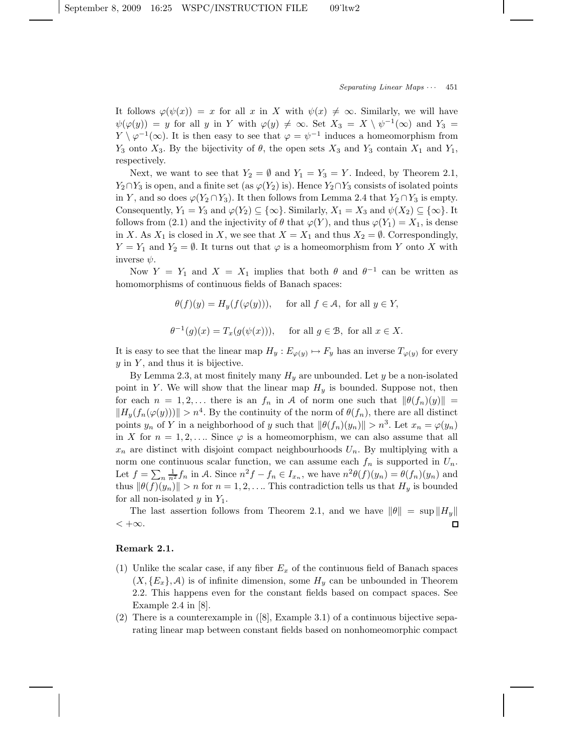It follows $\varphi(\psi(x)) = x$ for all $x$ in $X$ with $\psi(x) \neq \infty$. Similarly, we will have $\psi(\varphi(y)) = y$ for all $y$ in $Y$ with $\varphi(y) \neq \infty$. Set $X_3 = X \setminus \psi^{-1}(\infty)$ and $Y_3 = Y \setminus \varphi^{-1}(\infty)$. It is then easy to see that $\varphi = \psi^{-1}$ induces a homeomorphism from $Y_3$ onto $X_3$. By the bijectivity of $\theta$, the open sets $X_3$ and $Y_3$ contain $X_1$ and $Y_1$, respectively.

Next, we want to see that $Y_2 = \emptyset$ and $Y_1 = Y_3 = Y$. Indeed, by Theorem 2.1, $Y_2 \cap Y_3$ is open, and a finite set (as $\varphi(Y_2)$ is). Hence $Y_2 \cap Y_3$ consists of isolated points in $Y$, and so does $\varphi(Y_2 \cap Y_3)$. It then follows from Lemma 2.4 that $Y_2 \cap Y_3$ is empty. Consequently, $Y_1 = Y_3$ and $\varphi(Y_2) \subseteq \{\infty\}$. Similarly, $X_1 = X_3$ and $\psi(X_2) \subseteq \{\infty\}$. It follows from (2.1) and the injectivity of $\theta$ that $\varphi(Y)$, and thus $\varphi(Y_1) = X_1$, is dense in $X$. As $X_1$ is closed in $X$, we see that $X = X_1$ and thus $X_2 = \emptyset$. Correspondingly, $Y = Y_1$ and $Y_2 = \emptyset$. It turns out that $\varphi$ is a homeomorphism from $Y$ onto $X$ with inverse $\psi$.

Now $Y = Y_1$ and $X = X_1$ implies that both $\theta$ and $\theta^{-1}$ can be written as homomorphisms of continuous fields of Banach spaces:

$$\theta(f)(y) = H_y(f(\varphi(y))), \quad \text{for all } f \in \mathcal{A}, \text{ for all } y \in Y,$$

$$\theta^{-1}(g)(x) = T_x(g(\psi(x))), \quad \text{for all } g \in \mathcal{B}, \text{ for all } x \in X.$$

It is easy to see that the linear map $H_y : E_{\varphi(y)} \mapsto F_y$ has an inverse $T_{\varphi(y)}$ for every $y$ in $Y$, and thus it is bijective.

By Lemma 2.3, at most finitely many $H_y$ are unbounded. Let $y$ be a non-isolated point in $Y$. We will show that the linear map $H_y$ is bounded. Suppose not, then for each $n = 1, 2, \ldots$ there is an $f_n$ in $\mathcal{A}$ of norm one such that $\|\theta(f_n)(y)\| = \|H_y(f_n(\varphi(y)))\| > n^4$. By the continuity of the norm of $\theta(f_n)$, there are all distinct points $y_n$ of $Y$ in a neighborhood of $y$ such that $\|\theta(f_n)(y_n)\| > n^3$. Let $x_n = \varphi(y_n)$ in $X$ for $n = 1, 2, \ldots$. Since $\varphi$ is a homeomorphism, we can also assume that all $x_n$ are distinct with disjoint compact neighbourhoods $U_n$. By multiplying with a norm one continuous scalar function, we can assume each $f_n$ is supported in $U_n$. Let $f = \sum_n \frac{1}{n^2} f_n$ in $\mathcal{A}$. Since $n^2 f - f_n \in I_{x_n}$, we have $n^2\theta(f)(y_n) = \theta(f_n)(y_n)$ and thus $\|\theta(f)(y_n)\| > n$ for $n = 1, 2, \ldots$. This contradiction tells us that $H_y$ is bounded for all non-isolated $y$ in $Y_1$.

The last assertion follows from Theorem 2.1, and we have $\|\theta\| = \sup \|H_y\| < +\infty$. $\square$

**Remark 2.1.**

(1) Unlike the scalar case, if any fiber $E_x$ of the continuous field of Banach spaces $(X, \{E_x\}, \mathcal{A})$ is of infinite dimension, some $H_y$ can be unbounded in Theorem 2.2. This happens even for the constant fields based on compact spaces. See Example 2.4 in [8].

(2) There is a counterexample in ([8], Example 3.1) of a continuous bijective separating linear map between constant fields based on nonhomeomorphic compact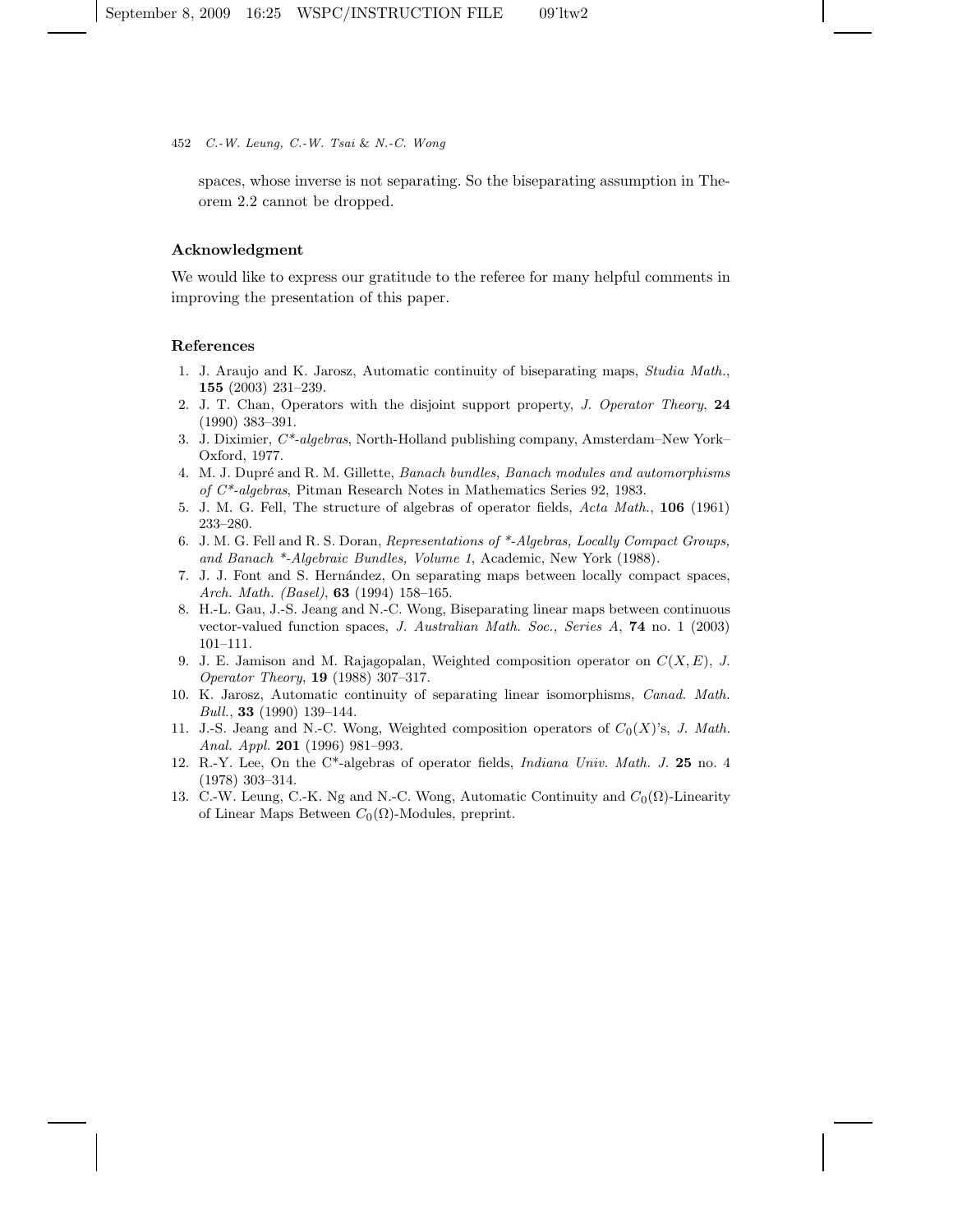spaces, whose inverse is not separating. So the biseparating assumption in Theorem 2.2 cannot be dropped.

## Acknowledgment

We would like to express our gratitude to the referee for many helpful comments in improving the presentation of this paper.

## References

1. J. Araujo and K. Jarosz, Automatic continuity of biseparating maps, *Studia Math.*, **155** (2003) 231–239.
2. J. T. Chan, Operators with the disjoint support property, *J. Operator Theory*, **24** (1990) 383–391.
3. J. Diximier, *C\*-algebras*, North-Holland publishing company, Amsterdam–New York–Oxford, 1977.
4. M. J. Dupré and R. M. Gillette, *Banach bundles, Banach modules and automorphisms of C\*-algebras*, Pitman Research Notes in Mathematics Series 92, 1983.
5. J. M. G. Fell, The structure of algebras of operator fields, *Acta Math.*, **106** (1961) 233–280.
6. J. M. G. Fell and R. S. Doran, *Representations of \*-Algebras, Locally Compact Groups, and Banach \*-Algebraic Bundles, Volume 1*, Academic, New York (1988).
7. J. J. Font and S. Hernández, On separating maps between locally compact spaces, *Arch. Math. (Basel)*, **63** (1994) 158–165.
8. H.-L. Gau, J.-S. Jeang and N.-C. Wong, Biseparating linear maps between continuous vector-valued function spaces, *J. Australian Math. Soc., Series A*, **74** no. 1 (2003) 101–111.
9. J. E. Jamison and M. Rajagopalan, Weighted composition operator on $C(X, E)$, *J. Operator Theory*, **19** (1988) 307–317.
10. K. Jarosz, Automatic continuity of separating linear isomorphisms, *Canad. Math. Bull.*, **33** (1990) 139–144.
11. J.-S. Jeang and N.-C. Wong, Weighted composition operators of $C_0(X)$'s, *J. Math. Anal. Appl.* **201** (1996) 981–993.
12. R.-Y. Lee, On the C\*-algebras of operator fields, *Indiana Univ. Math. J.* **25** no. 4 (1978) 303–314.
13. C.-W. Leung, C.-K. Ng and N.-C. Wong, Automatic Continuity and $C_0(\Omega)$-Linearity of Linear Maps Between $C_0(\Omega)$-Modules, preprint.